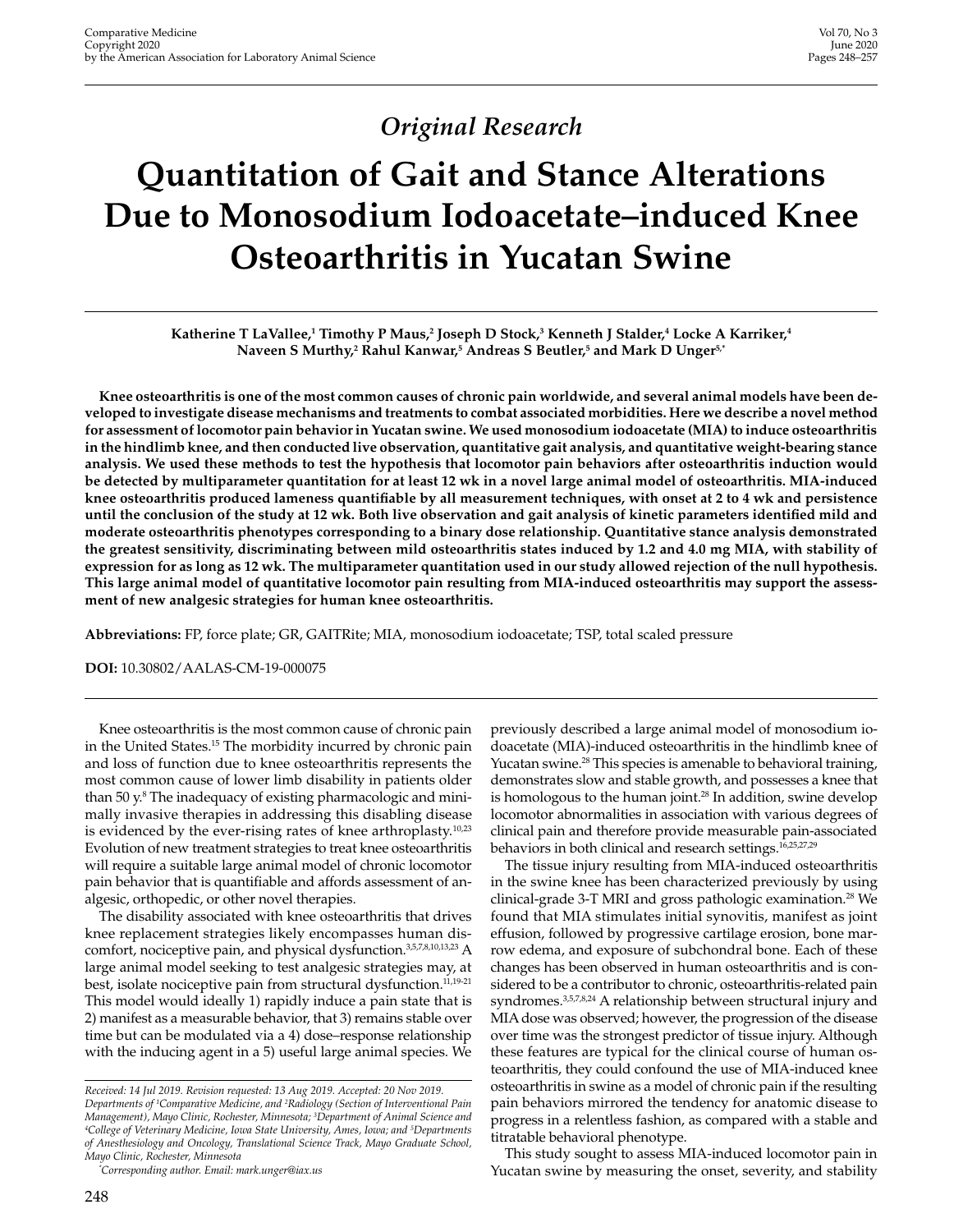*Original Research*

# Quantitation of Gait and Stance Alterations Due to Monosodium Iodoacetate–induced Knee Osteoarthritis in Yucatan Swine

**Katherine T LaVallee,[1] Timothy P Maus,[2] Joseph D Stock,[3] Kenneth J Stalder,[4] Locke A Karriker,[4] Naveen S Murthy,[2] Rahul Kanwar,[5] Andreas S Beutler,[5] and Mark D Unger[5,*]**

**Knee osteoarthritis is one of the most common causes of chronic pain worldwide, and several animal models have been developed to investigate disease mechanisms and treatments to combat associated morbidities. Here we describe a novel method for assessment of locomotor pain behavior in Yucatan swine. We used monosodium iodoacetate (MIA) to induce osteoarthritis in the hindlimb knee, and then conducted live observation, quantitative gait analysis, and quantitative weight-bearing stance analysis. We used these methods to test the hypothesis that locomotor pain behaviors after osteoarthritis induction would be detected by multiparameter quantitation for at least 12 wk in a novel large animal model of osteoarthritis. MIA-induced knee osteoarthritis produced lameness quantifiable by all measurement techniques, with onset at 2 to 4 wk and persistence until the conclusion of the study at 12 wk. Both live observation and gait analysis of kinetic parameters identified mild and moderate osteoarthritis phenotypes corresponding to a binary dose relationship. Quantitative stance analysis demonstrated the greatest sensitivity, discriminating between mild osteoarthritis states induced by 1.2 and 4.0 mg MIA, with stability of expression for as long as 12 wk. The multiparameter quantitation used in our study allowed rejection of the null hypothesis. This large animal model of quantitative locomotor pain resulting from MIA-induced osteoarthritis may support the assessment of new analgesic strategies for human knee osteoarthritis.**

**Abbreviations:** FP, force plate; GR, GAITRite; MIA, monosodium iodoacetate; TSP, total scaled pressure

**DOI:** 10.30802/AALAS-CM-19-000075

Knee osteoarthritis is the most common cause of chronic pain in the United States.[15] The morbidity incurred by chronic pain and loss of function due to knee osteoarthritis represents the most common cause of lower limb disability in patients older than 50 y.[8] The inadequacy of existing pharmacologic and minimally invasive therapies in addressing this disabling disease is evidenced by the ever-rising rates of knee arthroplasty.[10,23] Evolution of new treatment strategies to treat knee osteoarthritis will require a suitable large animal model of chronic locomotor pain behavior that is quantifiable and affords assessment of analgesic, orthopedic, or other novel therapies.

The disability associated with knee osteoarthritis that drives knee replacement strategies likely encompasses human discomfort, nociceptive pain, and physical dysfunction.[3,5,7,8,10,13,23] A large animal model seeking to test analgesic strategies may, at best, isolate nociceptive pain from structural dysfunction.[11,19-21] This model would ideally 1) rapidly induce a pain state that is 2) manifest as a measurable behavior, that 3) remains stable over time but can be modulated via a 4) dose–response relationship with the inducing agent in a 5) useful large animal species. We previously described a large animal model of monosodium iodoacetate (MIA)-induced osteoarthritis in the hindlimb knee of Yucatan swine.[28] This species is amenable to behavioral training, demonstrates slow and stable growth, and possesses a knee that is homologous to the human joint.[28] In addition, swine develop locomotor abnormalities in association with various degrees of clinical pain and therefore provide measurable pain-associated behaviors in both clinical and research settings.[16,25,27,29]

The tissue injury resulting from MIA-induced osteoarthritis in the swine knee has been characterized previously by using clinical-grade 3-T MRI and gross pathologic examination.[28] We found that MIA stimulates initial synovitis, manifest as joint effusion, followed by progressive cartilage erosion, bone marrow edema, and exposure of subchondral bone. Each of these changes has been observed in human osteoarthritis and is considered to be a contributor to chronic, osteoarthritis-related pain syndromes.[3,5,7,8,24] A relationship between structural injury and MIA dose was observed; however, the progression of the disease over time was the strongest predictor of tissue injury. Although these features are typical for the clinical course of human osteoarthritis, they could confound the use of MIA-induced knee osteoarthritis in swine as a model of chronic pain if the resulting pain behaviors mirrored the tendency for anatomic disease to progress in a relentless fashion, as compared with a stable and titratable behavioral phenotype.

This study sought to assess MIA-induced locomotor pain in Yucatan swine by measuring the onset, severity, and stability

*Received: 14 Jul 2019. Revision requested: 13 Aug 2019. Accepted: 20 Nov 2019.*
*Departments of [1]Comparative Medicine, and [2]Radiology (Section of Interventional Pain Management), Mayo Clinic, Rochester, Minnesota; [3]Department of Animal Science and [4]College of Veterinary Medicine, Iowa State University, Ames, Iowa; and [5]Departments of Anesthesiology and Oncology, Translational Science Track, Mayo Graduate School, Mayo Clinic, Rochester, Minnesota*
*[*]Corresponding author. Email: mark.unger@iax.us*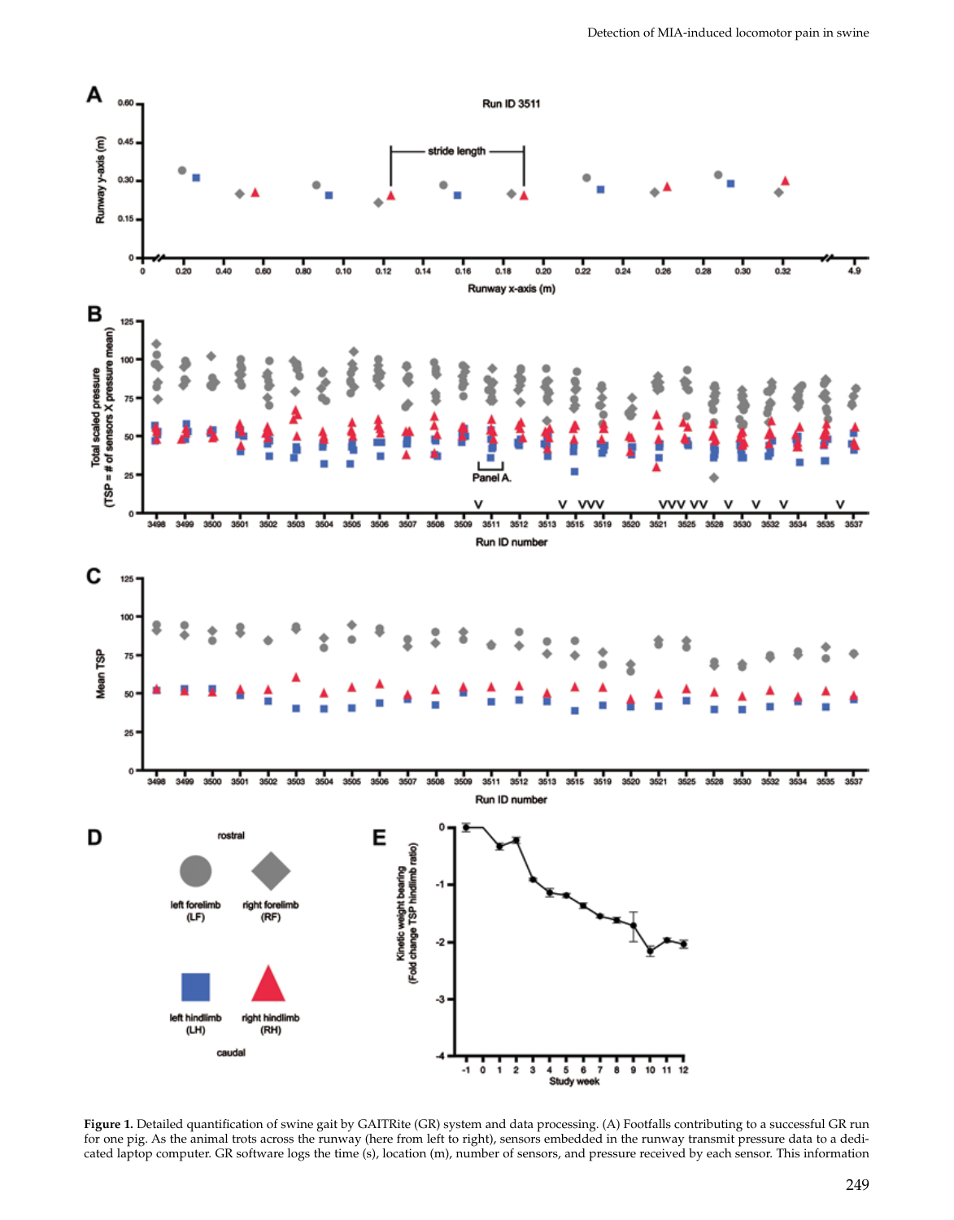**Figure 1.** Detailed quantification of swine gait by GAITRite (GR) system and data processing. (A) Footfalls contributing to a successful GR run for one pig. As the animal trots across the runway (here from left to right), sensors embedded in the runway transmit pressure data to a dedicated laptop computer. GR software logs the time (s), location (m), number of sensors, and pressure received by each sensor. This information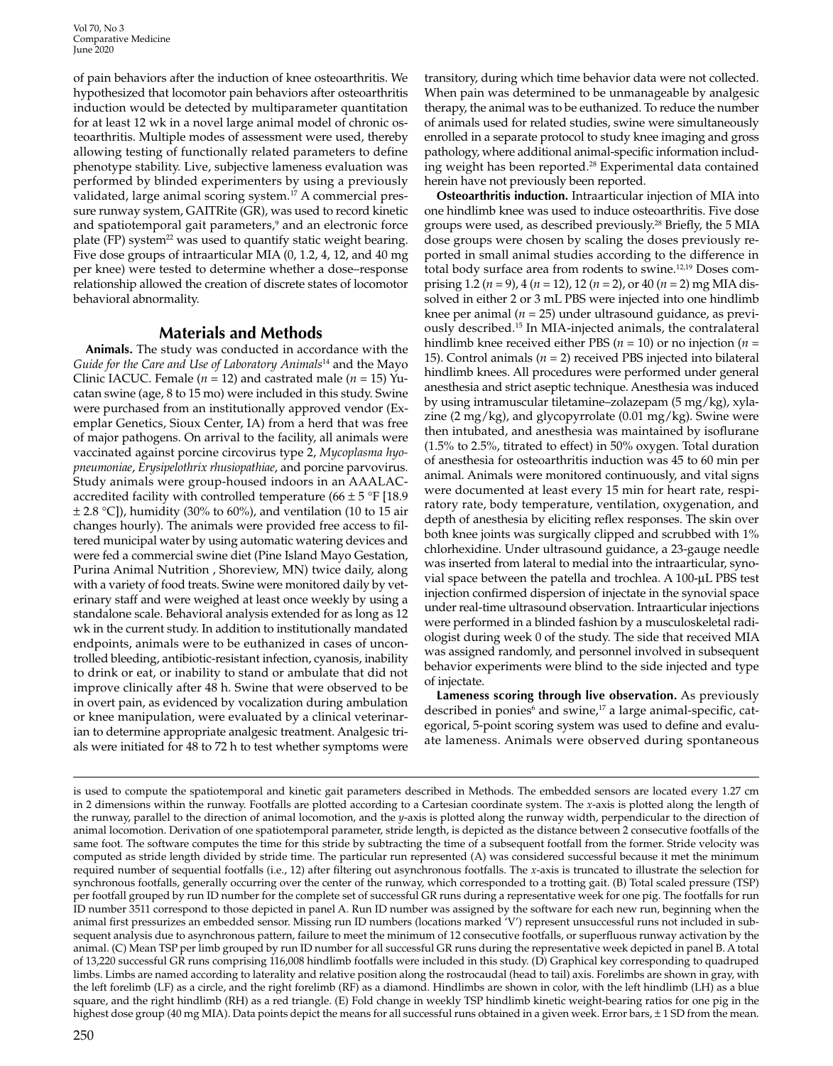of pain behaviors after the induction of knee osteoarthritis. We hypothesized that locomotor pain behaviors after osteoarthritis induction would be detected by multiparameter quantitation for at least 12 wk in a novel large animal model of chronic osteoarthritis. Multiple modes of assessment were used, thereby allowing testing of functionally related parameters to define phenotype stability. Live, subjective lameness evaluation was performed by blinded experimenters by using a previously validated, large animal scoring system.[17] A commercial pressure runway system, GAITRite (GR), was used to record kinetic and spatiotemporal gait parameters,[9] and an electronic force plate (FP) system[22] was used to quantify static weight bearing. Five dose groups of intraarticular MIA (0, 1.2, 4, 12, and 40 mg per knee) were tested to determine whether a dose–response relationship allowed the creation of discrete states of locomotor behavioral abnormality.

## Materials and Methods

**Animals.** The study was conducted in accordance with the *Guide for the Care and Use of Laboratory Animals*[14] and the Mayo Clinic IACUC. Female ($n = 12$) and castrated male ($n = 15$) Yucatan swine (age, 8 to 15 mo) were included in this study. Swine were purchased from an institutionally approved vendor (Exemplar Genetics, Sioux Center, IA) from a herd that was free of major pathogens. On arrival to the facility, all animals were vaccinated against porcine circovirus type 2, *Mycoplasma hyopneumoniae*, *Erysipelothrix rhusiopathiae*, and porcine parvovirus. Study animals were group-housed indoors in an AAALAC-accredited facility with controlled temperature (66 ± 5 °F [18.9 ± 2.8 °C]), humidity (30% to 60%), and ventilation (10 to 15 air changes hourly). The animals were provided free access to filtered municipal water by using automatic watering devices and were fed a commercial swine diet (Pine Island Mayo Gestation, Purina Animal Nutrition , Shoreview, MN) twice daily, along with a variety of food treats. Swine were monitored daily by veterinary staff and were weighed at least once weekly by using a standalone scale. Behavioral analysis extended for as long as 12 wk in the current study. In addition to institutionally mandated endpoints, animals were to be euthanized in cases of uncontrolled bleeding, antibiotic-resistant infection, cyanosis, inability to drink or eat, or inability to stand or ambulate that did not improve clinically after 48 h. Swine that were observed to be in overt pain, as evidenced by vocalization during ambulation or knee manipulation, were evaluated by a clinical veterinarian to determine appropriate analgesic treatment. Analgesic trials were initiated for 48 to 72 h to test whether symptoms were transitory, during which time behavior data were not collected. When pain was determined to be unmanageable by analgesic therapy, the animal was to be euthanized. To reduce the number of animals used for related studies, swine were simultaneously enrolled in a separate protocol to study knee imaging and gross pathology, where additional animal-specific information including weight has been reported.[28] Experimental data contained herein have not previously been reported.

**Osteoarthritis induction.** Intraarticular injection of MIA into one hindlimb knee was used to induce osteoarthritis. Five dose groups were used, as described previously.[28] Briefly, the 5 MIA dose groups were chosen by scaling the doses previously reported in small animal studies according to the difference in total body surface area from rodents to swine.[12,19] Doses comprising 1.2 ($n = 9$), 4 ($n = 12$), 12 ($n = 2$), or 40 ($n = 2$) mg MIA dissolved in either 2 or 3 mL PBS were injected into one hindlimb knee per animal ($n = 25$) under ultrasound guidance, as previously described.[15] In MIA-injected animals, the contralateral hindlimb knee received either PBS ($n = 10$) or no injection ($n = 15$). Control animals ($n = 2$) received PBS injected into bilateral hindlimb knees. All procedures were performed under general anesthesia and strict aseptic technique. Anesthesia was induced by using intramuscular tiletamine–zolazepam (5 mg/kg), xylazine (2 mg/kg), and glycopyrrolate (0.01 mg/kg). Swine were then intubated, and anesthesia was maintained by isoflurane (1.5% to 2.5%, titrated to effect) in 50% oxygen. Total duration of anesthesia for osteoarthritis induction was 45 to 60 min per animal. Animals were monitored continuously, and vital signs were documented at least every 15 min for heart rate, respiratory rate, body temperature, ventilation, oxygenation, and depth of anesthesia by eliciting reflex responses. The skin over both knee joints was surgically clipped and scrubbed with 1% chlorhexidine. Under ultrasound guidance, a 23-gauge needle was inserted from lateral to medial into the intraarticular, synovial space between the patella and trochlea. A 100-µL PBS test injection confirmed dispersion of injectate in the synovial space under real-time ultrasound observation. Intraarticular injections were performed in a blinded fashion by a musculoskeletal radiologist during week 0 of the study. The side that received MIA was assigned randomly, and personnel involved in subsequent behavior experiments were blind to the side injected and type of injectate.

**Lameness scoring through live observation.** As previously described in ponies[6] and swine,[17] a large animal-specific, categorical, 5-point scoring system was used to define and evaluate lameness. Animals were observed during spontaneous

---

is used to compute the spatiotemporal and kinetic gait parameters described in Methods. The embedded sensors are located every 1.27 cm in 2 dimensions within the runway. Footfalls are plotted according to a Cartesian coordinate system. The *x*-axis is plotted along the length of the runway, parallel to the direction of animal locomotion, and the *y*-axis is plotted along the runway width, perpendicular to the direction of animal locomotion. Derivation of one spatiotemporal parameter, stride length, is depicted as the distance between 2 consecutive footfalls of the same foot. The software computes the time for this stride by subtracting the time of a subsequent footfall from the former. Stride velocity was computed as stride length divided by stride time. The particular run represented (A) was considered successful because it met the minimum required number of sequential footfalls (i.e., 12) after filtering out asynchronous footfalls. The *x*-axis is truncated to illustrate the selection for synchronous footfalls, generally occurring over the center of the runway, which corresponded to a trotting gait. (B) Total scaled pressure (TSP) per footfall grouped by run ID number for the complete set of successful GR runs during a representative week for one pig. The footfalls for run ID number 3511 correspond to those depicted in panel A. Run ID number was assigned by the software for each new run, beginning when the animal first pressurizes an embedded sensor. Missing run ID numbers (locations marked 'V') represent unsuccessful runs not included in subsequent analysis due to asynchronous pattern, failure to meet the minimum of 12 consecutive footfalls, or superfluous runway activation by the animal. (C) Mean TSP per limb grouped by run ID number for all successful GR runs during the representative week depicted in panel B. A total of 13,220 successful GR runs comprising 116,008 hindlimb footfalls were included in this study. (D) Graphical key corresponding to quadruped limbs. Limbs are named according to laterality and relative position along the rostrocaudal (head to tail) axis. Forelimbs are shown in gray, with the left forelimb (LF) as a circle, and the right forelimb (RF) as a diamond. Hindlimbs are shown in color, with the left hindlimb (LH) as a blue square, and the right hindlimb (RH) as a red triangle. (E) Fold change in weekly TSP hindlimb kinetic weight-bearing ratios for one pig in the highest dose group (40 mg MIA). Data points depict the means for all successful runs obtained in a given week. Error bars, ± 1 SD from the mean.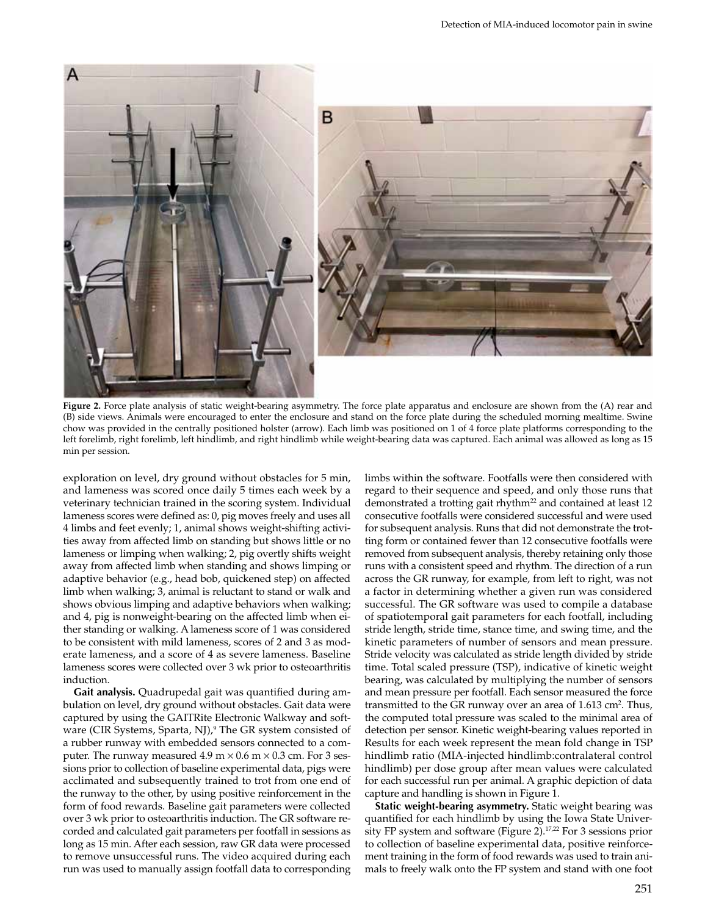**Figure 2.** Force plate analysis of static weight-bearing asymmetry. The force plate apparatus and enclosure are shown from the (A) rear and (B) side views. Animals were encouraged to enter the enclosure and stand on the force plate during the scheduled morning mealtime. Swine chow was provided in the centrally positioned holster (arrow). Each limb was positioned on 1 of 4 force plate platforms corresponding to the left forelimb, right forelimb, left hindlimb, and right hindlimb while weight-bearing data was captured. Each animal was allowed as long as 15 min per session.

exploration on level, dry ground without obstacles for 5 min, and lameness was scored once daily 5 times each week by a veterinary technician trained in the scoring system. Individual lameness scores were defined as: 0, pig moves freely and uses all 4 limbs and feet evenly; 1, animal shows weight-shifting activities away from affected limb on standing but shows little or no lameness or limping when walking; 2, pig overtly shifts weight away from affected limb when standing and shows limping or adaptive behavior (e.g., head bob, quickened step) on affected limb when walking; 3, animal is reluctant to stand or walk and shows obvious limping and adaptive behaviors when walking; and 4, pig is nonweight-bearing on the affected limb when either standing or walking. A lameness score of 1 was considered to be consistent with mild lameness, scores of 2 and 3 as moderate lameness, and a score of 4 as severe lameness. Baseline lameness scores were collected over 3 wk prior to osteoarthritis induction.

**Gait analysis.** Quadrupedal gait was quantified during ambulation on level, dry ground without obstacles. Gait data were captured by using the GAITRite Electronic Walkway and software (CIR Systems, Sparta, NJ),[9] The GR system consisted of a rubber runway with embedded sensors connected to a computer. The runway measured 4.9 m × 0.6 m × 0.3 cm. For 3 sessions prior to collection of baseline experimental data, pigs were acclimated and subsequently trained to trot from one end of the runway to the other, by using positive reinforcement in the form of food rewards. Baseline gait parameters were collected over 3 wk prior to osteoarthritis induction. The GR software recorded and calculated gait parameters per footfall in sessions as long as 15 min. After each session, raw GR data were processed to remove unsuccessful runs. The video acquired during each run was used to manually assign footfall data to corresponding limbs within the software. Footfalls were then considered with regard to their sequence and speed, and only those runs that demonstrated a trotting gait rhythm[22] and contained at least 12 consecutive footfalls were considered successful and were used for subsequent analysis. Runs that did not demonstrate the trotting form or contained fewer than 12 consecutive footfalls were removed from subsequent analysis, thereby retaining only those runs with a consistent speed and rhythm. The direction of a run across the GR runway, for example, from left to right, was not a factor in determining whether a given run was considered successful. The GR software was used to compile a database of spatiotemporal gait parameters for each footfall, including stride length, stride time, stance time, and swing time, and the kinetic parameters of number of sensors and mean pressure. Stride velocity was calculated as stride length divided by stride time. Total scaled pressure (TSP), indicative of kinetic weight bearing, was calculated by multiplying the number of sensors and mean pressure per footfall. Each sensor measured the force transmitted to the GR runway over an area of 1.613 cm$^2$. Thus, the computed total pressure was scaled to the minimal area of detection per sensor. Kinetic weight-bearing values reported in Results for each week represent the mean fold change in TSP hindlimb ratio (MIA-injected hindlimb:contralateral control hindlimb) per dose group after mean values were calculated for each successful run per animal. A graphic depiction of data capture and handling is shown in Figure 1.

**Static weight-bearing asymmetry.** Static weight bearing was quantified for each hindlimb by using the Iowa State University FP system and software (Figure 2).[17,22] For 3 sessions prior to collection of baseline experimental data, positive reinforcement training in the form of food rewards was used to train animals to freely walk onto the FP system and stand with one foot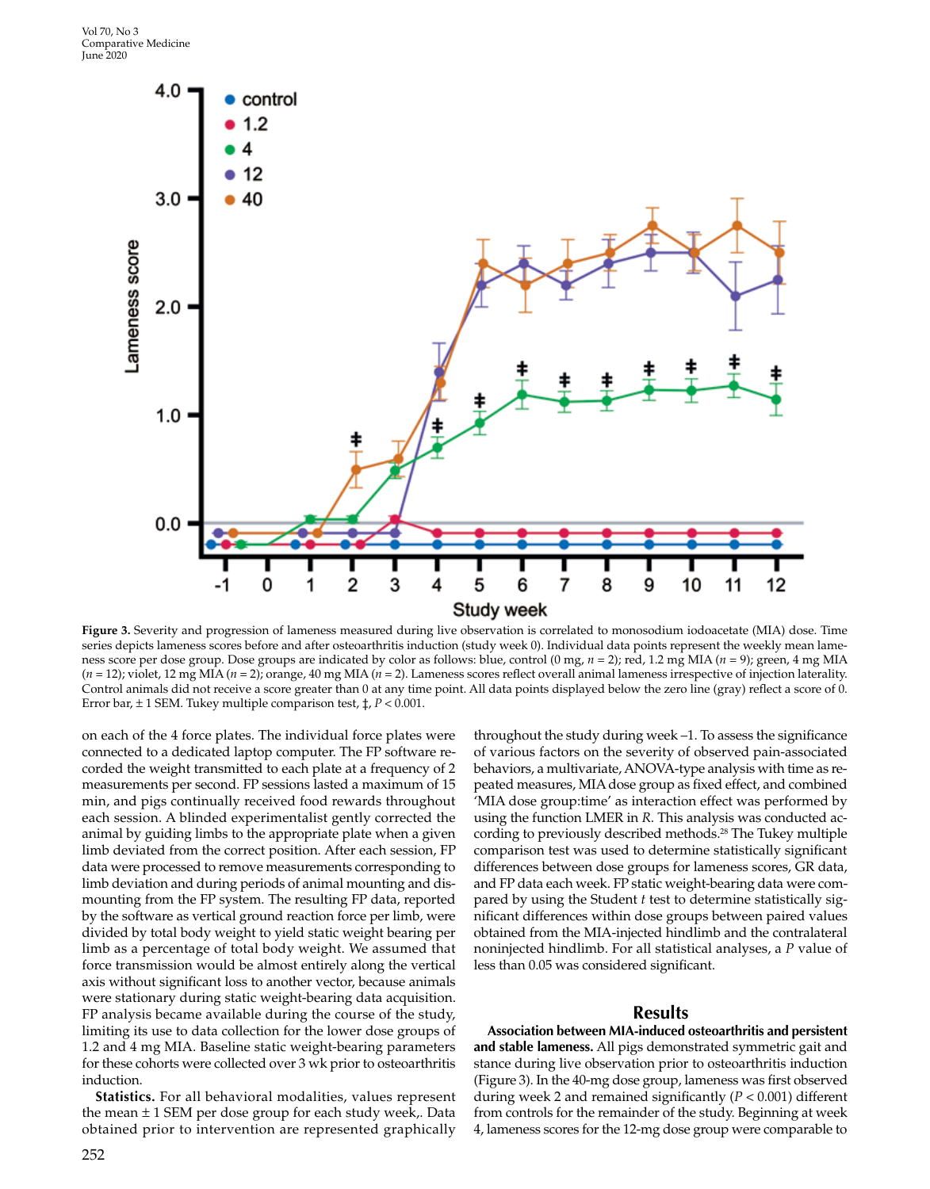**Figure 3.** Severity and progression of lameness measured during live observation is correlated to monosodium iodoacetate (MIA) dose. Time series depicts lameness scores before and after osteoarthritis induction (study week 0). Individual data points represent the weekly mean lameness score per dose group. Dose groups are indicated by color as follows: blue, control (0 mg, $n = 2$); red, 1.2 mg MIA ($n = 9$); green, 4 mg MIA ($n = 12$); violet, 12 mg MIA ($n = 2$); orange, 40 mg MIA ($n = 2$). Lameness scores reflect overall animal lameness irrespective of injection laterality. Control animals did not receive a score greater than 0 at any time point. All data points displayed below the zero line (gray) reflect a score of 0. Error bar, ± 1 SEM. Tukey multiple comparison test, ‡, $P < 0.001$.

on each of the 4 force plates. The individual force plates were connected to a dedicated laptop computer. The FP software recorded the weight transmitted to each plate at a frequency of 2 measurements per second. FP sessions lasted a maximum of 15 min, and pigs continually received food rewards throughout each session. A blinded experimentalist gently corrected the animal by guiding limbs to the appropriate plate when a given limb deviated from the correct position. After each session, FP data were processed to remove measurements corresponding to limb deviation and during periods of animal mounting and dismounting from the FP system. The resulting FP data, reported by the software as vertical ground reaction force per limb, were divided by total body weight to yield static weight bearing per limb as a percentage of total body weight. We assumed that force transmission would be almost entirely along the vertical axis without significant loss to another vector, because animals were stationary during static weight-bearing data acquisition. FP analysis became available during the course of the study, limiting its use to data collection for the lower dose groups of 1.2 and 4 mg MIA. Baseline static weight-bearing parameters for these cohorts were collected over 3 wk prior to osteoarthritis induction.

**Statistics.** For all behavioral modalities, values represent the mean ± 1 SEM per dose group for each study week,. Data obtained prior to intervention are represented graphically throughout the study during week –1. To assess the significance of various factors on the severity of observed pain-associated behaviors, a multivariate, ANOVA-type analysis with time as repeated measures, MIA dose group as fixed effect, and combined 'MIA dose group:time' as interaction effect was performed by using the function LMER in *R*. This analysis was conducted according to previously described methods.[28] The Tukey multiple comparison test was used to determine statistically significant differences between dose groups for lameness scores, GR data, and FP data each week. FP static weight-bearing data were compared by using the Student *t* test to determine statistically significant differences within dose groups between paired values obtained from the MIA-injected hindlimb and the contralateral noninjected hindlimb. For all statistical analyses, a *P* value of less than 0.05 was considered significant.

## Results

**Association between MIA-induced osteoarthritis and persistent and stable lameness.** All pigs demonstrated symmetric gait and stance during live observation prior to osteoarthritis induction (Figure 3). In the 40-mg dose group, lameness was first observed during week 2 and remained significantly ($P < 0.001$) different from controls for the remainder of the study. Beginning at week 4, lameness scores for the 12-mg dose group were comparable to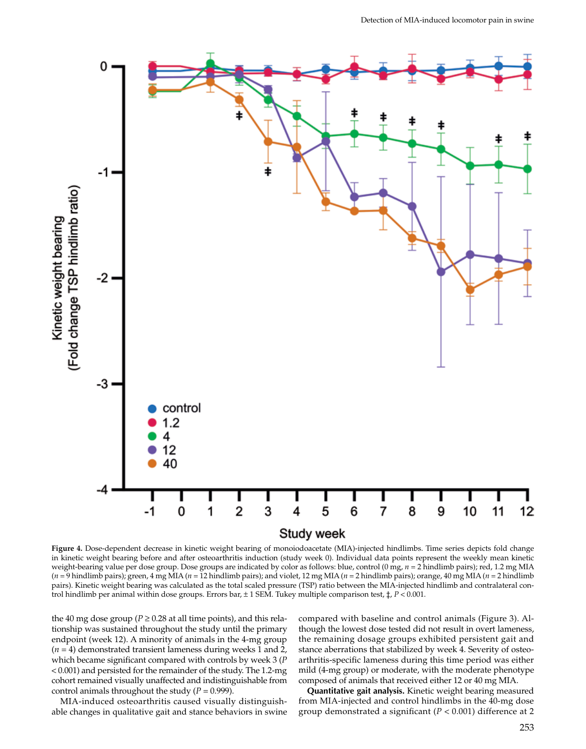**Figure 4.** Dose-dependent decrease in kinetic weight bearing of monoiodoacetate (MIA)-injected hindlimbs. Time series depicts fold change in kinetic weight bearing before and after osteoarthritis induction (study week 0). Individual data points represent the weekly mean kinetic weight-bearing value per dose group. Dose groups are indicated by color as follows: blue, control (0 mg, $n = 2$ hindlimb pairs); red, 1.2 mg MIA ($n = 9$ hindlimb pairs); green, 4 mg MIA ($n = 12$ hindlimb pairs); and violet, 12 mg MIA ($n = 2$ hindlimb pairs); orange, 40 mg MIA ($n = 2$ hindlimb pairs). Kinetic weight bearing was calculated as the total scaled pressure (TSP) ratio between the MIA-injected hindlimb and contralateral control hindlimb per animal within dose groups. Errors bar, ± 1 SEM. Tukey multiple comparison test, ‡, $P < 0.001$.

the 40 mg dose group ($P \geq 0.28$ at all time points), and this relationship was sustained throughout the study until the primary endpoint (week 12). A minority of animals in the 4-mg group ($n = 4$) demonstrated transient lameness during weeks 1 and 2, which became significant compared with controls by week 3 ($P < 0.001$) and persisted for the remainder of the study. The 1.2-mg cohort remained visually unaffected and indistinguishable from control animals throughout the study ($P = 0.999$).

MIA-induced osteoarthritis caused visually distinguishable changes in qualitative gait and stance behaviors in swine compared with baseline and control animals (Figure 3). Although the lowest dose tested did not result in overt lameness, the remaining dosage groups exhibited persistent gait and stance aberrations that stabilized by week 4. Severity of osteoarthritis-specific lameness during this time period was either mild (4-mg group) or moderate, with the moderate phenotype composed of animals that received either 12 or 40 mg MIA.

**Quantitative gait analysis.** Kinetic weight bearing measured from MIA-injected and control hindlimbs in the 40-mg dose group demonstrated a significant ($P < 0.001$) difference at 2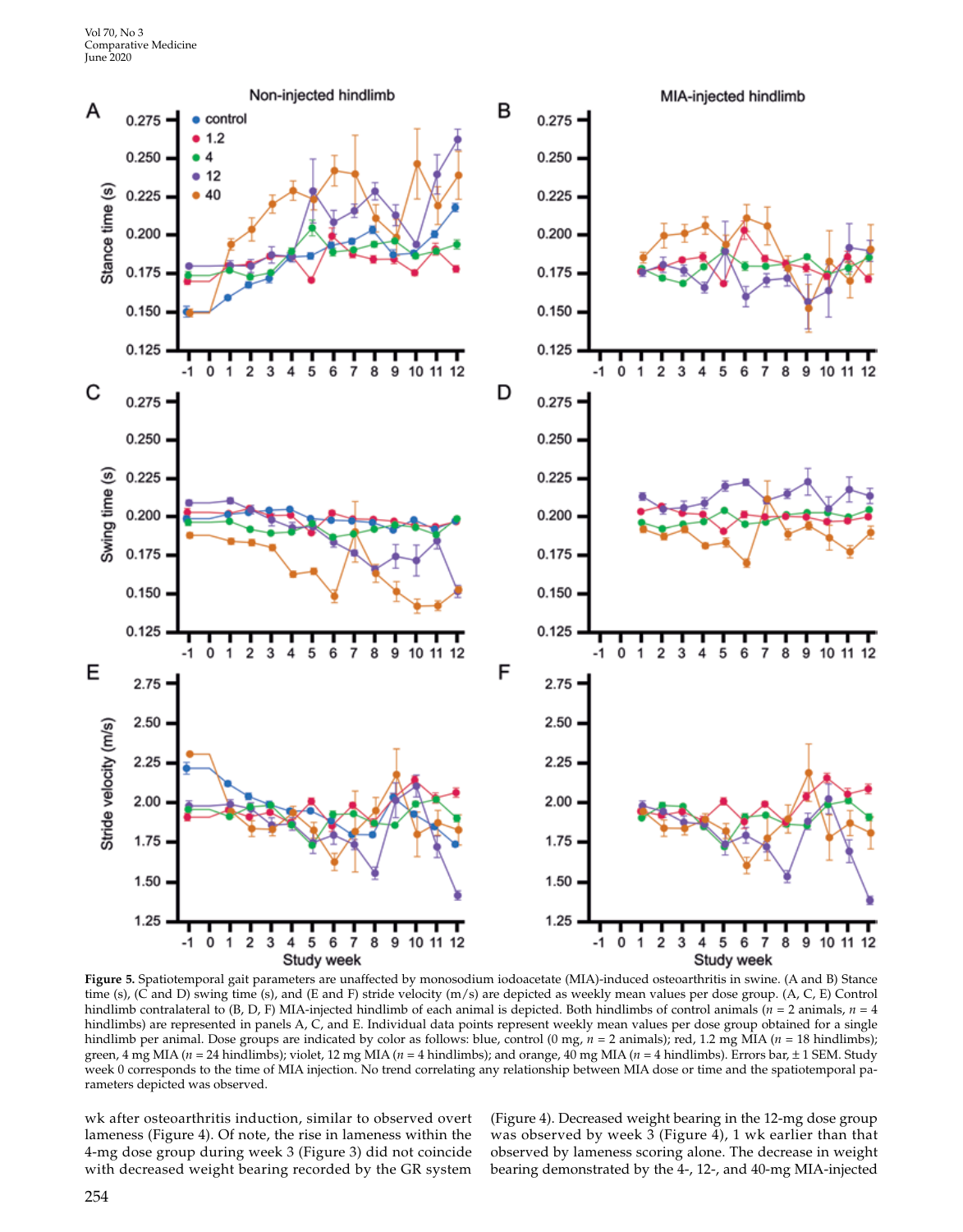**Figure 5.** Spatiotemporal gait parameters are unaffected by monosodium iodoacetate (MIA)-induced osteoarthritis in swine. (A and B) Stance time (s), (C and D) swing time (s), and (E and F) stride velocity (m/s) are depicted as weekly mean values per dose group. (A, C, E) Control hindlimb contralateral to (B, D, F) MIA-injected hindlimb of each animal is depicted. Both hindlimbs of control animals ($n$ = 2 animals, $n$ = 4 hindlimbs) are represented in panels A, C, and E. Individual data points represent weekly mean values per dose group obtained for a single hindlimb per animal. Dose groups are indicated by color as follows: blue, control (0 mg, $n$ = 2 animals); red, 1.2 mg MIA ($n$ = 18 hindlimbs); green, 4 mg MIA ($n$ = 24 hindlimbs); violet, 12 mg MIA ($n$ = 4 hindlimbs); and orange, 40 mg MIA ($n$ = 4 hindlimbs). Errors bar, ± 1 SEM. Study week 0 corresponds to the time of MIA injection. No trend correlating any relationship between MIA dose or time and the spatiotemporal parameters depicted was observed.

wk after osteoarthritis induction, similar to observed overt lameness (Figure 4). Of note, the rise in lameness within the 4-mg dose group during week 3 (Figure 3) did not coincide with decreased weight bearing recorded by the GR system (Figure 4). Decreased weight bearing in the 12-mg dose group was observed by week 3 (Figure 4), 1 wk earlier than that observed by lameness scoring alone. The decrease in weight bearing demonstrated by the 4-, 12-, and 40-mg MIA-injected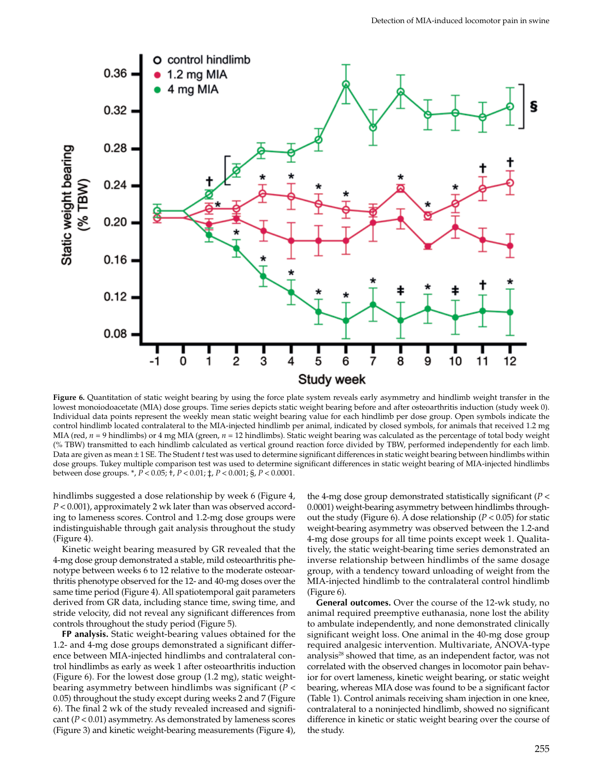**Figure 6.** Quantitation of static weight bearing by using the force plate system reveals early asymmetry and hindlimb weight transfer in the lowest monoiodoacetate (MIA) dose groups. Time series depicts static weight bearing before and after osteoarthritis induction (study week 0). Individual data points represent the weekly mean static weight bearing value for each hindlimb per dose group. Open symbols indicate the control hindlimb located contralateral to the MIA-injected hindlimb per animal, indicated by closed symbols, for animals that received 1.2 mg MIA (red, $n = 9$ hindlimbs) or 4 mg MIA (green, $n = 12$ hindlimbs). Static weight bearing was calculated as the percentage of total body weight (% TBW) transmitted to each hindlimb calculated as vertical ground reaction force divided by TBW, performed independently for each limb. Data are given as mean ± 1 SE. The Student *t* test was used to determine significant differences in static weight bearing between hindlimbs within dose groups. Tukey multiple comparison test was used to determine significant differences in static weight bearing of MIA-injected hindlimbs between dose groups. *, $P < 0.05$; †, $P < 0.01$; ‡, $P < 0.001$; §, $P < 0.0001$.

hindlimbs suggested a dose relationship by week 6 (Figure 4, $P < 0.001$), approximately 2 wk later than was observed according to lameness scores. Control and 1.2-mg dose groups were indistinguishable through gait analysis throughout the study (Figure 4).

Kinetic weight bearing measured by GR revealed that the 4-mg dose group demonstrated a stable, mild osteoarthritis phenotype between weeks 6 to 12 relative to the moderate osteoarthritis phenotype observed for the 12- and 40-mg doses over the same time period (Figure 4). All spatiotemporal gait parameters derived from GR data, including stance time, swing time, and stride velocity, did not reveal any significant differences from controls throughout the study period (Figure 5).

**FP analysis.** Static weight-bearing values obtained for the 1.2- and 4-mg dose groups demonstrated a significant difference between MIA-injected hindlimbs and contralateral control hindlimbs as early as week 1 after osteoarthritis induction (Figure 6). For the lowest dose group (1.2 mg), static weight-bearing asymmetry between hindlimbs was significant ($P < 0.05$) throughout the study except during weeks 2 and 7 (Figure 6). The final 2 wk of the study revealed increased and significant ($P < 0.01$) asymmetry. As demonstrated by lameness scores (Figure 3) and kinetic weight-bearing measurements (Figure 4), the 4-mg dose group demonstrated statistically significant ($P < 0.0001$) weight-bearing asymmetry between hindlimbs throughout the study (Figure 6). A dose relationship ($P < 0.05$) for static weight-bearing asymmetry was observed between the 1.2-and 4-mg dose groups for all time points except week 1. Qualitatively, the static weight-bearing time series demonstrated an inverse relationship between hindlimbs of the same dosage group, with a tendency toward unloading of weight from the MIA-injected hindlimb to the contralateral control hindlimb (Figure 6).

**General outcomes.** Over the course of the 12-wk study, no animal required preemptive euthanasia, none lost the ability to ambulate independently, and none demonstrated clinically significant weight loss. One animal in the 40-mg dose group required analgesic intervention. Multivariate, ANOVA-type analysis[28] showed that time, as an independent factor, was not correlated with the observed changes in locomotor pain behavior for overt lameness, kinetic weight bearing, or static weight bearing, whereas MIA dose was found to be a significant factor (Table 1). Control animals receiving sham injection in one knee, contralateral to a noninjected hindlimb, showed no significant difference in kinetic or static weight bearing over the course of the study.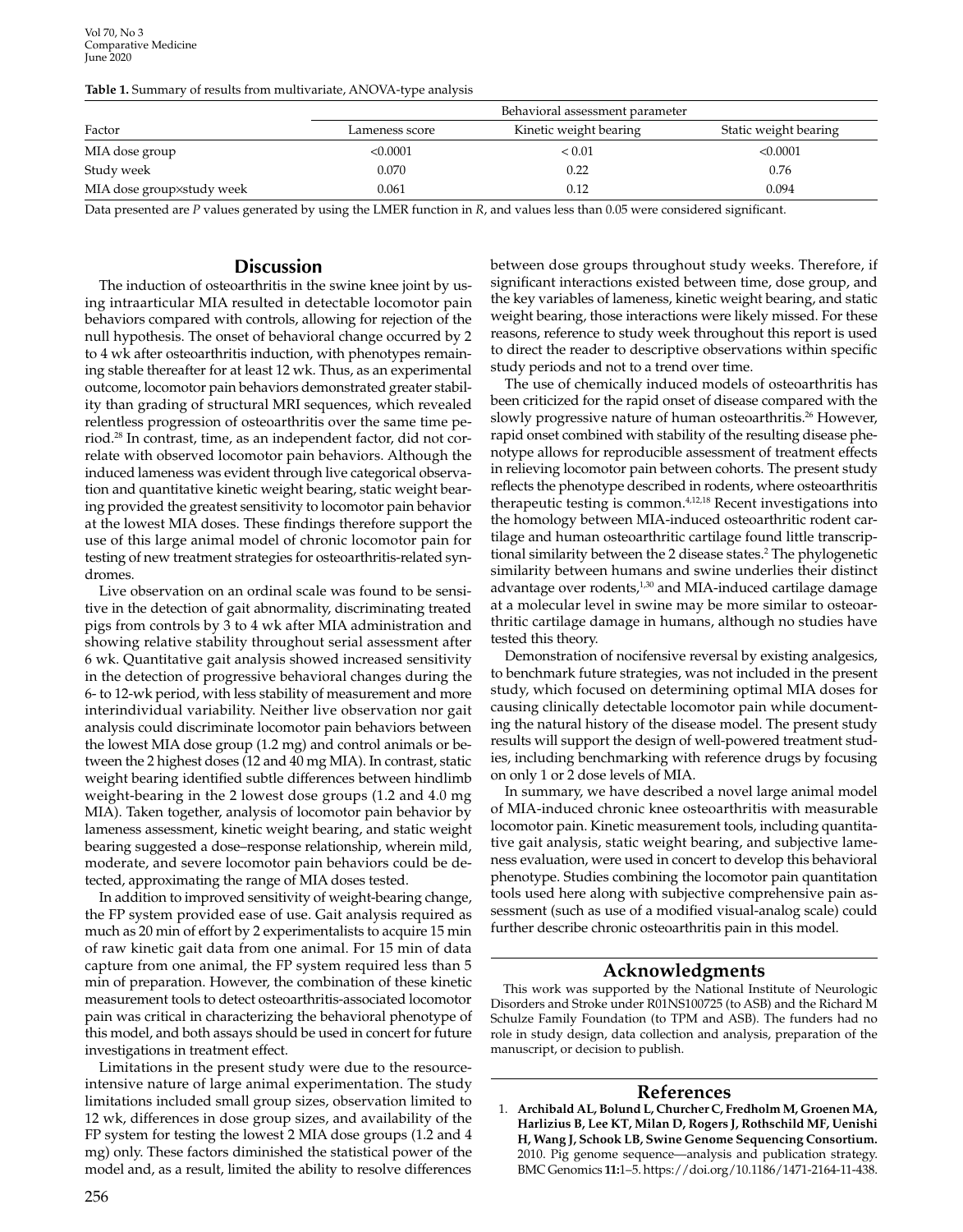**Table 1.** Summary of results from multivariate, ANOVA-type analysis

| Factor | Behavioral assessment parameter | | |
|---|---|---|---|
| | Lameness score | Kinetic weight bearing | Static weight bearing |
| MIA dose group | <0.0001 | < 0.01 | <0.0001 |
| Study week | 0.070 | 0.22 | 0.76 |
| MIA dose group×study week | 0.061 | 0.12 | 0.094 |

Data presented are *P* values generated by using the LMER function in *R*, and values less than 0.05 were considered significant.

## Discussion

The induction of osteoarthritis in the swine knee joint by using intraarticular MIA resulted in detectable locomotor pain behaviors compared with controls, allowing for rejection of the null hypothesis. The onset of behavioral change occurred by 2 to 4 wk after osteoarthritis induction, with phenotypes remaining stable thereafter for at least 12 wk. Thus, as an experimental outcome, locomotor pain behaviors demonstrated greater stability than grading of structural MRI sequences, which revealed relentless progression of osteoarthritis over the same time period.[28] In contrast, time, as an independent factor, did not correlate with observed locomotor pain behaviors. Although the induced lameness was evident through live categorical observation and quantitative kinetic weight bearing, static weight bearing provided the greatest sensitivity to locomotor pain behavior at the lowest MIA doses. These findings therefore support the use of this large animal model of chronic locomotor pain for testing of new treatment strategies for osteoarthritis-related syndromes.

Live observation on an ordinal scale was found to be sensitive in the detection of gait abnormality, discriminating treated pigs from controls by 3 to 4 wk after MIA administration and showing relative stability throughout serial assessment after 6 wk. Quantitative gait analysis showed increased sensitivity in the detection of progressive behavioral changes during the 6- to 12-wk period, with less stability of measurement and more interindividual variability. Neither live observation nor gait analysis could discriminate locomotor pain behaviors between the lowest MIA dose group (1.2 mg) and control animals or between the 2 highest doses (12 and 40 mg MIA). In contrast, static weight bearing identified subtle differences between hindlimb weight-bearing in the 2 lowest dose groups (1.2 and 4.0 mg MIA). Taken together, analysis of locomotor pain behavior by lameness assessment, kinetic weight bearing, and static weight bearing suggested a dose–response relationship, wherein mild, moderate, and severe locomotor pain behaviors could be detected, approximating the range of MIA doses tested.

In addition to improved sensitivity of weight-bearing change, the FP system provided ease of use. Gait analysis required as much as 20 min of effort by 2 experimentalists to acquire 15 min of raw kinetic gait data from one animal. For 15 min of data capture from one animal, the FP system required less than 5 min of preparation. However, the combination of these kinetic measurement tools to detect osteoarthritis-associated locomotor pain was critical in characterizing the behavioral phenotype of this model, and both assays should be used in concert for future investigations in treatment effect.

Limitations in the present study were due to the resource-intensive nature of large animal experimentation. The study limitations included small group sizes, observation limited to 12 wk, differences in dose group sizes, and availability of the FP system for testing the lowest 2 MIA dose groups (1.2 and 4 mg) only. These factors diminished the statistical power of the model and, as a result, limited the ability to resolve differences between dose groups throughout study weeks. Therefore, if significant interactions existed between time, dose group, and the key variables of lameness, kinetic weight bearing, and static weight bearing, those interactions were likely missed. For these reasons, reference to study week throughout this report is used to direct the reader to descriptive observations within specific study periods and not to a trend over time.

The use of chemically induced models of osteoarthritis has been criticized for the rapid onset of disease compared with the slowly progressive nature of human osteoarthritis.[26] However, rapid onset combined with stability of the resulting disease phenotype allows for reproducible assessment of treatment effects in relieving locomotor pain between cohorts. The present study reflects the phenotype described in rodents, where osteoarthritis therapeutic testing is common.[4,12,18] Recent investigations into the homology between MIA-induced osteoarthritic rodent cartilage and human osteoarthritic cartilage found little transcriptional similarity between the 2 disease states.[2] The phylogenetic similarity between humans and swine underlies their distinct advantage over rodents,[1,30] and MIA-induced cartilage damage at a molecular level in swine may be more similar to osteoarthritic cartilage damage in humans, although no studies have tested this theory.

Demonstration of nocifensive reversal by existing analgesics, to benchmark future strategies, was not included in the present study, which focused on determining optimal MIA doses for causing clinically detectable locomotor pain while documenting the natural history of the disease model. The present study results will support the design of well-powered treatment studies, including benchmarking with reference drugs by focusing on only 1 or 2 dose levels of MIA.

In summary, we have described a novel large animal model of MIA-induced chronic knee osteoarthritis with measurable locomotor pain. Kinetic measurement tools, including quantitative gait analysis, static weight bearing, and subjective lameness evaluation, were used in concert to develop this behavioral phenotype. Studies combining the locomotor pain quantitation tools used here along with subjective comprehensive pain assessment (such as use of a modified visual-analog scale) could further describe chronic osteoarthritis pain in this model.

## Acknowledgments

This work was supported by the National Institute of Neurologic Disorders and Stroke under R01NS100725 (to ASB) and the Richard M Schulze Family Foundation (to TPM and ASB). The funders had no role in study design, data collection and analysis, preparation of the manuscript, or decision to publish.

## References

1. **Archibald AL, Bolund L, Churcher C, Fredholm M, Groenen MA, Harlizius B, Lee KT, Milan D, Rogers J, Rothschild MF, Uenishi H, Wang J, Schook LB, Swine Genome Sequencing Consortium.** 2010. Pig genome sequence—analysis and publication strategy. BMC Genomics **11:**1–5. https://doi.org/10.1186/1471-2164-11-438.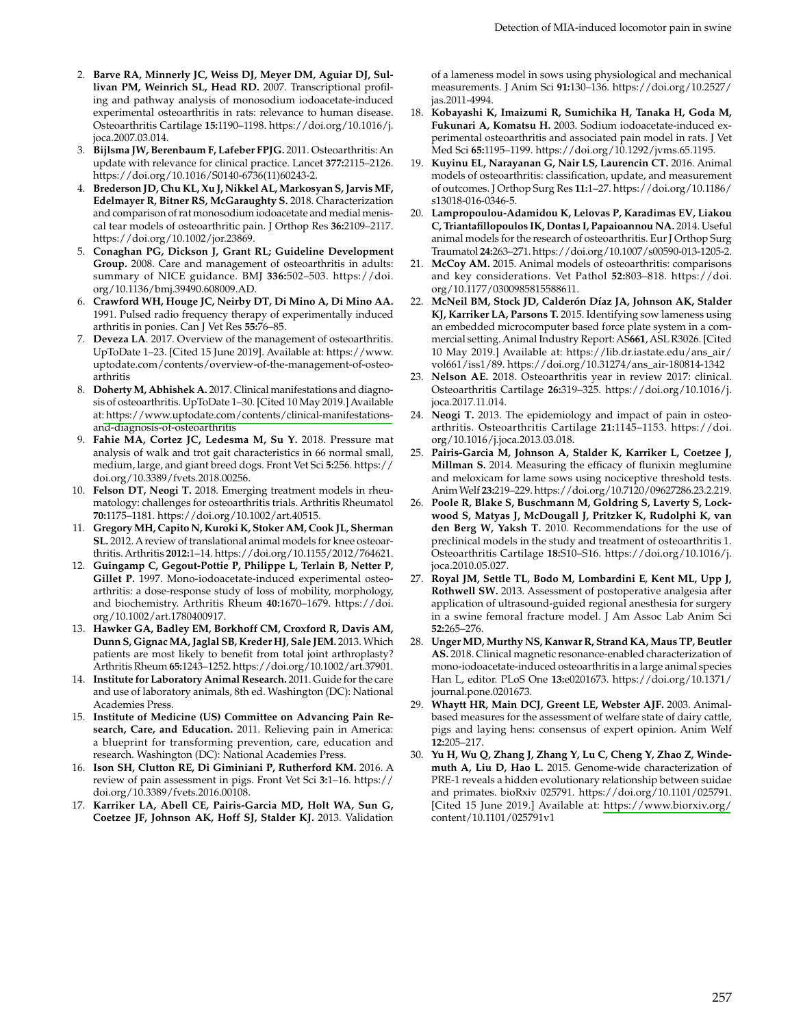2. **Barve RA, Minnerly JC, Weiss DJ, Meyer DM, Aguiar DJ, Sullivan PM, Weinrich SL, Head RD.** 2007. Transcriptional profiling and pathway analysis of monosodium iodoacetate-induced experimental osteoarthritis in rats: relevance to human disease. Osteoarthritis Cartilage **15:**1190–1198. https://doi.org/10.1016/j.joca.2007.03.014.
3. **Bijlsma JW, Berenbaum F, Lafeber FPJG.** 2011. Osteoarthritis: An update with relevance for clinical practice. Lancet **377:**2115–2126. https://doi.org/10.1016/S0140-6736(11)60243-2.
4. **Brederson JD, Chu KL, Xu J, Nikkel AL, Markosyan S, Jarvis MF, Edelmayer R, Bitner RS, McGaraughty S.** 2018. Characterization and comparison of rat monosodium iodoacetate and medial meniscal tear models of osteoarthritic pain. J Orthop Res **36:**2109–2117. https://doi.org/10.1002/jor.23869.
5. **Conaghan PG, Dickson J, Grant RL; Guideline Development Group.** 2008. Care and management of osteoarthritis in adults: summary of NICE guidance. BMJ **336:**502–503. https://doi.org/10.1136/bmj.39490.608009.AD.
6. **Crawford WH, Houge JC, Neirby DT, Di Mino A, Di Mino AA.** 1991. Pulsed radio frequency therapy of experimentally induced arthritis in ponies. Can J Vet Res **55:**76–85.
7. **Deveza LA**. 2017. Overview of the management of osteoarthritis. UpToDate 1–23. [Cited 15 June 2019]. Available at: https://www.uptodate.com/contents/overview-of-the-management-of-osteoarthritis
8. **Doherty M, Abhishek A.** 2017. Clinical manifestations and diagnosis of osteoarthritis. UpToDate 1–30. [Cited 10 May 2019.] Available at: https://www.uptodate.com/contents/clinical-manifestations-and-diagnosis-of-osteoarthritis
9. **Fahie MA, Cortez JC, Ledesma M, Su Y.** 2018. Pressure mat analysis of walk and trot gait characteristics in 66 normal small, medium, large, and giant breed dogs. Front Vet Sci **5:**256. https://doi.org/10.3389/fvets.2018.00256.
10. **Felson DT, Neogi T.** 2018. Emerging treatment models in rheumatology: challenges for osteoarthritis trials. Arthritis Rheumatol **70:**1175–1181. https://doi.org/10.1002/art.40515.
11. **Gregory MH, Capito N, Kuroki K, Stoker AM, Cook JL, Sherman SL.** 2012. A review of translational animal models for knee osteoarthritis. Arthritis **2012:**1–14. https://doi.org/10.1155/2012/764621.
12. **Guingamp C, Gegout-Pottie P, Philippe L, Terlain B, Netter P, Gillet P.** 1997. Mono-iodoacetate-induced experimental osteoarthritis: a dose-response study of loss of mobility, morphology, and biochemistry. Arthritis Rheum **40:**1670–1679. https://doi.org/10.1002/art.1780400917.
13. **Hawker GA, Badley EM, Borkhoff CM, Croxford R, Davis AM, Dunn S, Gignac MA, Jaglal SB, Kreder HJ, Sale JEM.** 2013. Which patients are most likely to benefit from total joint arthroplasty? Arthritis Rheum **65:**1243–1252. https://doi.org/10.1002/art.37901.
14. **Institute for Laboratory Animal Research.** 2011. Guide for the care and use of laboratory animals, 8th ed. Washington (DC): National Academies Press.
15. **Institute of Medicine (US) Committee on Advancing Pain Research, Care, and Education.** 2011. Relieving pain in America: a blueprint for transforming prevention, care, education and research. Washington (DC): National Academies Press.
16. **Ison SH, Clutton RE, Di Giminiani P, Rutherford KM.** 2016. A review of pain assessment in pigs. Front Vet Sci **3:**1–16. https://doi.org/10.3389/fvets.2016.00108.
17. **Karriker LA, Abell CE, Pairis-Garcia MD, Holt WA, Sun G, Coetzee JF, Johnson AK, Hoff SJ, Stalder KJ.** 2013. Validation of a lameness model in sows using physiological and mechanical measurements. J Anim Sci **91:**130–136. https://doi.org/10.2527/jas.2011-4994.
18. **Kobayashi K, Imaizumi R, Sumichika H, Tanaka H, Goda M, Fukunari A, Komatsu H.** 2003. Sodium iodoacetate-induced experimental osteoarthritis and associated pain model in rats. J Vet Med Sci **65:**1195–1199. https://doi.org/10.1292/jvms.65.1195.
19. **Kuyinu EL, Narayanan G, Nair LS, Laurencin CT.** 2016. Animal models of osteoarthritis: classification, update, and measurement of outcomes. J Orthop Surg Res **11:**1–27. https://doi.org/10.1186/s13018-016-0346-5.
20. **Lampropoulou-Adamidou K, Lelovas P, Karadimas EV, Liakou C, Triantafillopoulos IK, Dontas I, Papaioannou NA.** 2014. Useful animal models for the research of osteoarthritis. Eur J Orthop Surg Traumatol **24:**263–271. https://doi.org/10.1007/s00590-013-1205-2.
21. **McCoy AM.** 2015. Animal models of osteoarthritis: comparisons and key considerations. Vet Pathol **52:**803–818. https://doi.org/10.1177/0300985815588611.
22. **McNeil BM, Stock JD, Calderón Díaz JA, Johnson AK, Stalder KJ, Karriker LA, Parsons T.** 2015. Identifying sow lameness using an embedded microcomputer based force plate system in a commercial setting. Animal Industry Report: AS**661**, ASL R3026. [Cited 10 May 2019.] Available at: https://lib.dr.iastate.edu/ans_air/vol661/iss1/89. https://doi.org/10.31274/ans_air-180814-1342
23. **Nelson AE.** 2018. Osteoarthritis year in review 2017: clinical. Osteoarthritis Cartilage **26:**319–325. https://doi.org/10.1016/j.joca.2017.11.014.
24. **Neogi T.** 2013. The epidemiology and impact of pain in osteoarthritis. Osteoarthritis Cartilage **21:**1145–1153. https://doi.org/10.1016/j.joca.2013.03.018.
25. **Pairis-Garcia M, Johnson A, Stalder K, Karriker L, Coetzee J, Millman S.** 2014. Measuring the efficacy of flunixin meglumine and meloxicam for lame sows using nociceptive threshold tests. Anim Welf **23:**219–229. https://doi.org/10.7120/09627286.23.2.219.
26. **Poole R, Blake S, Buschmann M, Goldring S, Laverty S, Lockwood S, Matyas J, McDougall J, Pritzker K, Rudolphi K, van den Berg W, Yaksh T.** 2010. Recommendations for the use of preclinical models in the study and treatment of osteoarthritis 1. Osteoarthritis Cartilage **18:**S10–S16. https://doi.org/10.1016/j.joca.2010.05.027.
27. **Royal JM, Settle TL, Bodo M, Lombardini E, Kent ML, Upp J, Rothwell SW.** 2013. Assessment of postoperative analgesia after application of ultrasound-guided regional anesthesia for surgery in a swine femoral fracture model. J Am Assoc Lab Anim Sci **52:**265–276.
28. **Unger MD, Murthy NS, Kanwar R, Strand KA, Maus TP, Beutler AS.** 2018. Clinical magnetic resonance-enabled characterization of mono-iodoacetate-induced osteoarthritis in a large animal species Han L, editor. PLoS One **13:**e0201673. https://doi.org/10.1371/journal.pone.0201673.
29. **Whaytt HR, Main DCJ, Greent LE, Webster AJF.** 2003. Animal-based measures for the assessment of welfare state of dairy cattle, pigs and laying hens: consensus of expert opinion. Anim Welf **12:**205–217.
30. **Yu H, Wu Q, Zhang J, Zhang Y, Lu C, Cheng Y, Zhao Z, Windemuth A, Liu D, Hao L.** 2015. Genome-wide characterization of PRE-1 reveals a hidden evolutionary relationship between suidae and primates. bioRxiv 025791. https://doi.org/10.1101/025791. [Cited 15 June 2019.] Available at: https://www.biorxiv.org/content/10.1101/025791v1